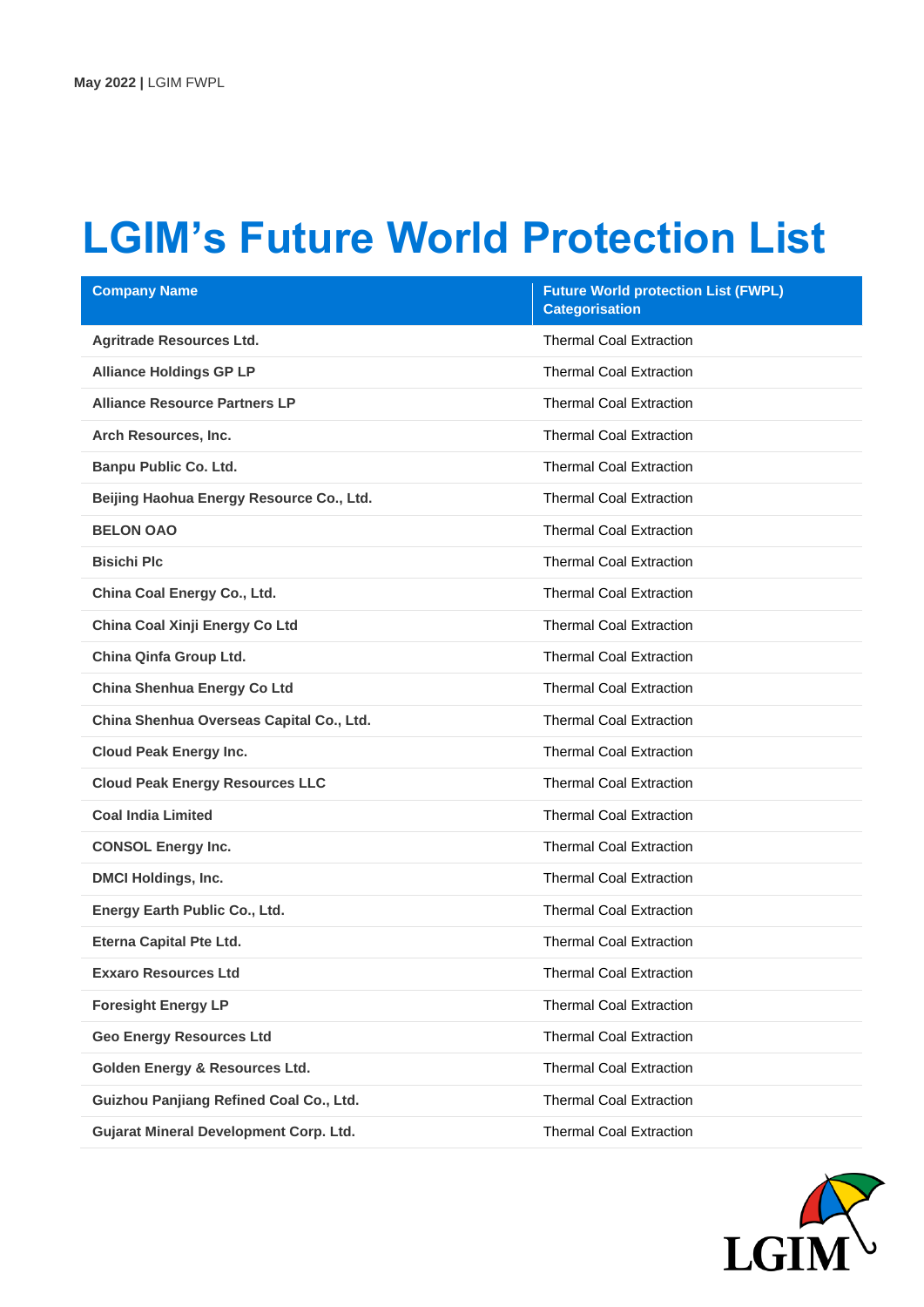# LGIM's Future World Protection List

| Company Name | Future World protection List (FWPL) Categorisation |
|---|---|
| **Agritrade Resources Ltd.** | Thermal Coal Extraction |
| **Alliance Holdings GP LP** | Thermal Coal Extraction |
| **Alliance Resource Partners LP** | Thermal Coal Extraction |
| **Arch Resources, Inc.** | Thermal Coal Extraction |
| **Banpu Public Co. Ltd.** | Thermal Coal Extraction |
| **Beijing Haohua Energy Resource Co., Ltd.** | Thermal Coal Extraction |
| **BELON OAO** | Thermal Coal Extraction |
| **Bisichi Plc** | Thermal Coal Extraction |
| **China Coal Energy Co., Ltd.** | Thermal Coal Extraction |
| **China Coal Xinji Energy Co Ltd** | Thermal Coal Extraction |
| **China Qinfa Group Ltd.** | Thermal Coal Extraction |
| **China Shenhua Energy Co Ltd** | Thermal Coal Extraction |
| **China Shenhua Overseas Capital Co., Ltd.** | Thermal Coal Extraction |
| **Cloud Peak Energy Inc.** | Thermal Coal Extraction |
| **Cloud Peak Energy Resources LLC** | Thermal Coal Extraction |
| **Coal India Limited** | Thermal Coal Extraction |
| **CONSOL Energy Inc.** | Thermal Coal Extraction |
| **DMCI Holdings, Inc.** | Thermal Coal Extraction |
| **Energy Earth Public Co., Ltd.** | Thermal Coal Extraction |
| **Eterna Capital Pte Ltd.** | Thermal Coal Extraction |
| **Exxaro Resources Ltd** | Thermal Coal Extraction |
| **Foresight Energy LP** | Thermal Coal Extraction |
| **Geo Energy Resources Ltd** | Thermal Coal Extraction |
| **Golden Energy & Resources Ltd.** | Thermal Coal Extraction |
| **Guizhou Panjiang Refined Coal Co., Ltd.** | Thermal Coal Extraction |
| **Gujarat Mineral Development Corp. Ltd.** | Thermal Coal Extraction |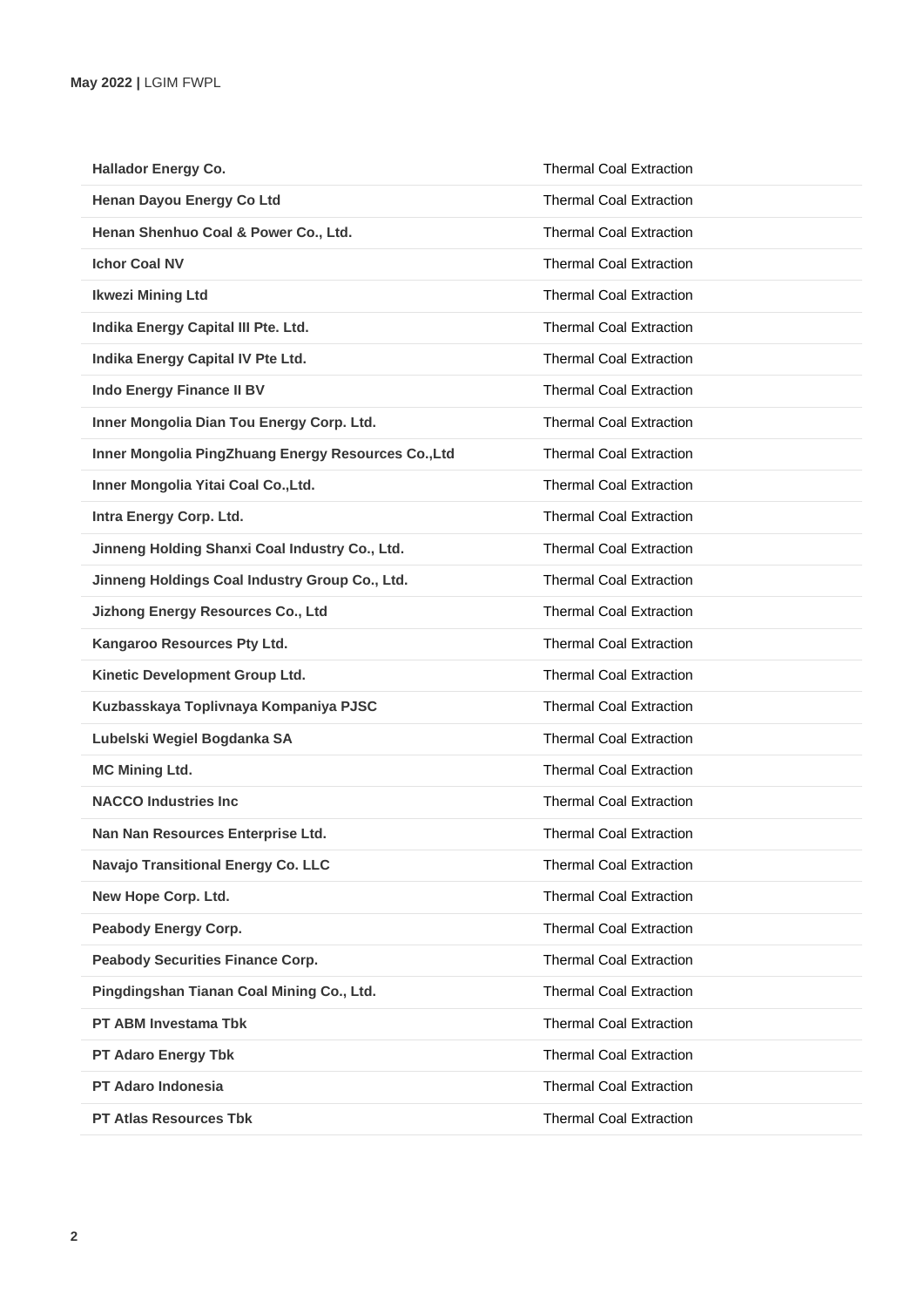| | |
|---|---|
| **Hallador Energy Co.** | Thermal Coal Extraction |
| **Henan Dayou Energy Co Ltd** | Thermal Coal Extraction |
| **Henan Shenhuo Coal & Power Co., Ltd.** | Thermal Coal Extraction |
| **Ichor Coal NV** | Thermal Coal Extraction |
| **Ikwezi Mining Ltd** | Thermal Coal Extraction |
| **Indika Energy Capital III Pte. Ltd.** | Thermal Coal Extraction |
| **Indika Energy Capital IV Pte Ltd.** | Thermal Coal Extraction |
| **Indo Energy Finance II BV** | Thermal Coal Extraction |
| **Inner Mongolia Dian Tou Energy Corp. Ltd.** | Thermal Coal Extraction |
| **Inner Mongolia PingZhuang Energy Resources Co.,Ltd** | Thermal Coal Extraction |
| **Inner Mongolia Yitai Coal Co.,Ltd.** | Thermal Coal Extraction |
| **Intra Energy Corp. Ltd.** | Thermal Coal Extraction |
| **Jinneng Holding Shanxi Coal Industry Co., Ltd.** | Thermal Coal Extraction |
| **Jinneng Holdings Coal Industry Group Co., Ltd.** | Thermal Coal Extraction |
| **Jizhong Energy Resources Co., Ltd** | Thermal Coal Extraction |
| **Kangaroo Resources Pty Ltd.** | Thermal Coal Extraction |
| **Kinetic Development Group Ltd.** | Thermal Coal Extraction |
| **Kuzbasskaya Toplivnaya Kompaniya PJSC** | Thermal Coal Extraction |
| **Lubelski Wegiel Bogdanka SA** | Thermal Coal Extraction |
| **MC Mining Ltd.** | Thermal Coal Extraction |
| **NACCO Industries Inc** | Thermal Coal Extraction |
| **Nan Nan Resources Enterprise Ltd.** | Thermal Coal Extraction |
| **Navajo Transitional Energy Co. LLC** | Thermal Coal Extraction |
| **New Hope Corp. Ltd.** | Thermal Coal Extraction |
| **Peabody Energy Corp.** | Thermal Coal Extraction |
| **Peabody Securities Finance Corp.** | Thermal Coal Extraction |
| **Pingdingshan Tianan Coal Mining Co., Ltd.** | Thermal Coal Extraction |
| **PT ABM Investama Tbk** | Thermal Coal Extraction |
| **PT Adaro Energy Tbk** | Thermal Coal Extraction |
| **PT Adaro Indonesia** | Thermal Coal Extraction |
| **PT Atlas Resources Tbk** | Thermal Coal Extraction |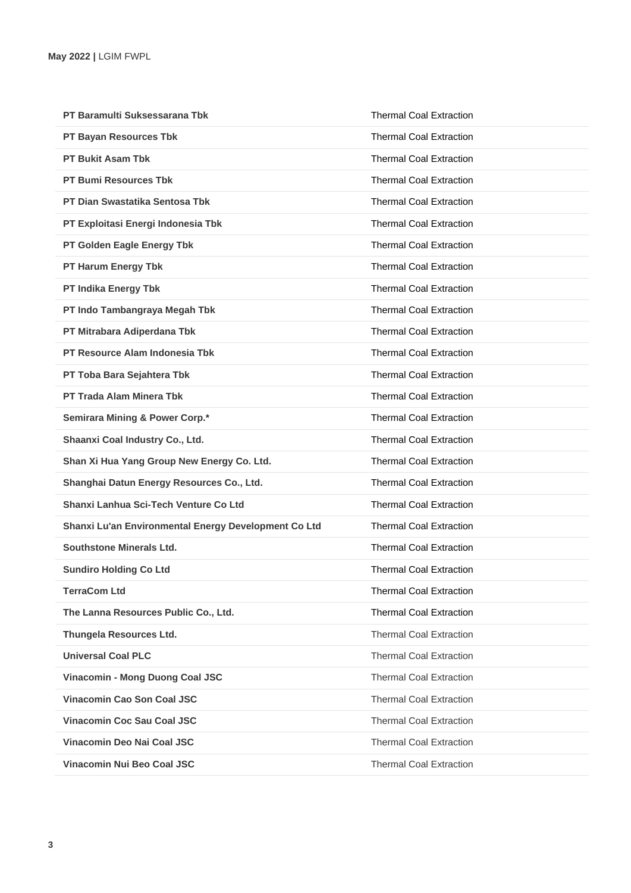| | |
|---|---|
| **PT Baramulti Suksessarana Tbk** | Thermal Coal Extraction |
| **PT Bayan Resources Tbk** | Thermal Coal Extraction |
| **PT Bukit Asam Tbk** | Thermal Coal Extraction |
| **PT Bumi Resources Tbk** | Thermal Coal Extraction |
| **PT Dian Swastatika Sentosa Tbk** | Thermal Coal Extraction |
| **PT Exploitasi Energi Indonesia Tbk** | Thermal Coal Extraction |
| **PT Golden Eagle Energy Tbk** | Thermal Coal Extraction |
| **PT Harum Energy Tbk** | Thermal Coal Extraction |
| **PT Indika Energy Tbk** | Thermal Coal Extraction |
| **PT Indo Tambangraya Megah Tbk** | Thermal Coal Extraction |
| **PT Mitrabara Adiperdana Tbk** | Thermal Coal Extraction |
| **PT Resource Alam Indonesia Tbk** | Thermal Coal Extraction |
| **PT Toba Bara Sejahtera Tbk** | Thermal Coal Extraction |
| **PT Trada Alam Minera Tbk** | Thermal Coal Extraction |
| **Semirara Mining & Power Corp.*** | Thermal Coal Extraction |
| **Shaanxi Coal Industry Co., Ltd.** | Thermal Coal Extraction |
| **Shan Xi Hua Yang Group New Energy Co. Ltd.** | Thermal Coal Extraction |
| **Shanghai Datun Energy Resources Co., Ltd.** | Thermal Coal Extraction |
| **Shanxi Lanhua Sci-Tech Venture Co Ltd** | Thermal Coal Extraction |
| **Shanxi Lu'an Environmental Energy Development Co Ltd** | Thermal Coal Extraction |
| **Southstone Minerals Ltd.** | Thermal Coal Extraction |
| **Sundiro Holding Co Ltd** | Thermal Coal Extraction |
| **TerraCom Ltd** | Thermal Coal Extraction |
| **The Lanna Resources Public Co., Ltd.** | Thermal Coal Extraction |
| **Thungela Resources Ltd.** | Thermal Coal Extraction |
| **Universal Coal PLC** | Thermal Coal Extraction |
| **Vinacomin - Mong Duong Coal JSC** | Thermal Coal Extraction |
| **Vinacomin Cao Son Coal JSC** | Thermal Coal Extraction |
| **Vinacomin Coc Sau Coal JSC** | Thermal Coal Extraction |
| **Vinacomin Deo Nai Coal JSC** | Thermal Coal Extraction |
| **Vinacomin Nui Beo Coal JSC** | Thermal Coal Extraction |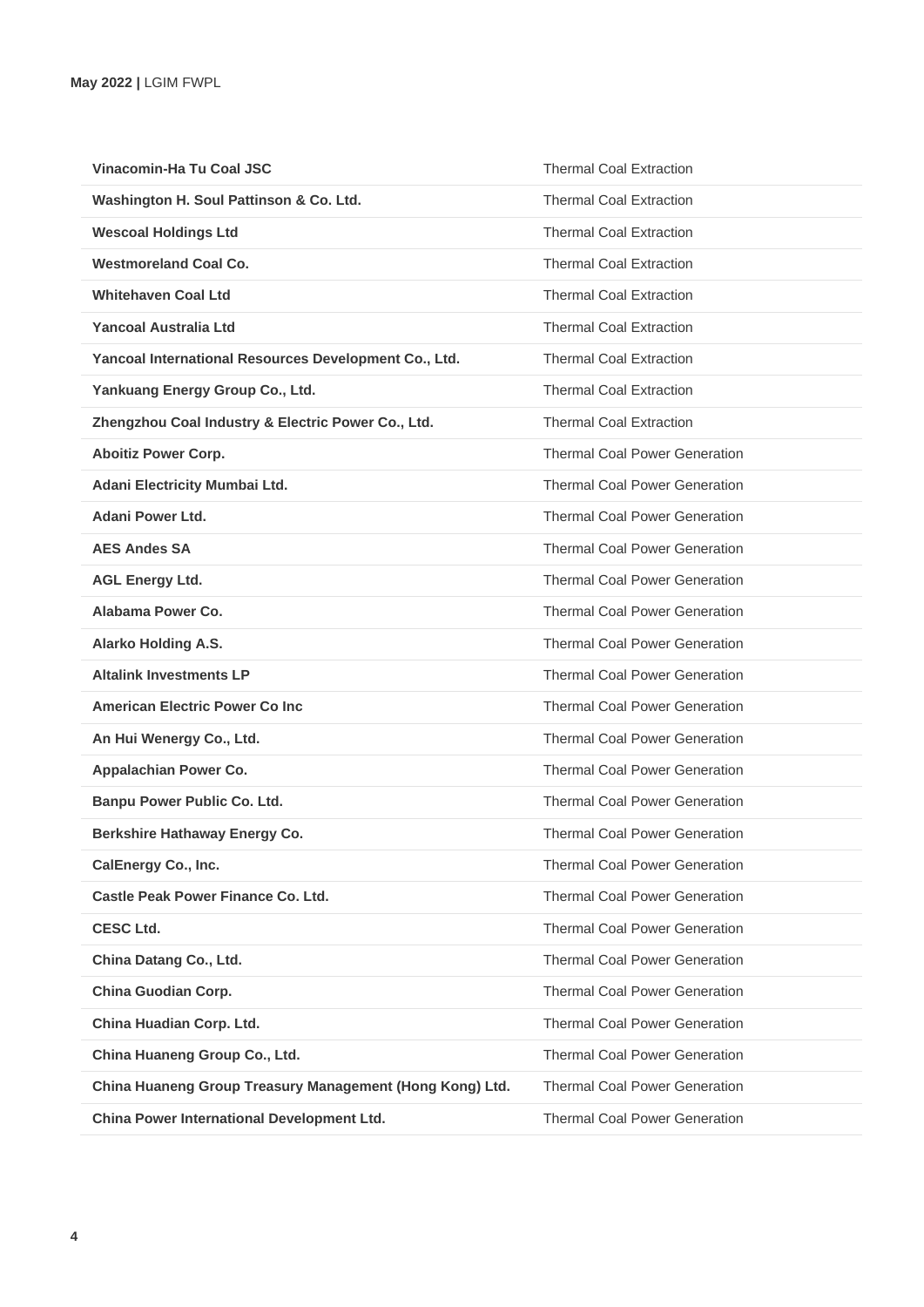| | |
|---|---|
| **Vinacomin-Ha Tu Coal JSC** | Thermal Coal Extraction |
| **Washington H. Soul Pattinson & Co. Ltd.** | Thermal Coal Extraction |
| **Wescoal Holdings Ltd** | Thermal Coal Extraction |
| **Westmoreland Coal Co.** | Thermal Coal Extraction |
| **Whitehaven Coal Ltd** | Thermal Coal Extraction |
| **Yancoal Australia Ltd** | Thermal Coal Extraction |
| **Yancoal International Resources Development Co., Ltd.** | Thermal Coal Extraction |
| **Yankuang Energy Group Co., Ltd.** | Thermal Coal Extraction |
| **Zhengzhou Coal Industry & Electric Power Co., Ltd.** | Thermal Coal Extraction |
| **Aboitiz Power Corp.** | Thermal Coal Power Generation |
| **Adani Electricity Mumbai Ltd.** | Thermal Coal Power Generation |
| **Adani Power Ltd.** | Thermal Coal Power Generation |
| **AES Andes SA** | Thermal Coal Power Generation |
| **AGL Energy Ltd.** | Thermal Coal Power Generation |
| **Alabama Power Co.** | Thermal Coal Power Generation |
| **Alarko Holding A.S.** | Thermal Coal Power Generation |
| **Altalink Investments LP** | Thermal Coal Power Generation |
| **American Electric Power Co Inc** | Thermal Coal Power Generation |
| **An Hui Wenergy Co., Ltd.** | Thermal Coal Power Generation |
| **Appalachian Power Co.** | Thermal Coal Power Generation |
| **Banpu Power Public Co. Ltd.** | Thermal Coal Power Generation |
| **Berkshire Hathaway Energy Co.** | Thermal Coal Power Generation |
| **CalEnergy Co., Inc.** | Thermal Coal Power Generation |
| **Castle Peak Power Finance Co. Ltd.** | Thermal Coal Power Generation |
| **CESC Ltd.** | Thermal Coal Power Generation |
| **China Datang Co., Ltd.** | Thermal Coal Power Generation |
| **China Guodian Corp.** | Thermal Coal Power Generation |
| **China Huadian Corp. Ltd.** | Thermal Coal Power Generation |
| **China Huaneng Group Co., Ltd.** | Thermal Coal Power Generation |
| **China Huaneng Group Treasury Management (Hong Kong) Ltd.** | Thermal Coal Power Generation |
| **China Power International Development Ltd.** | Thermal Coal Power Generation |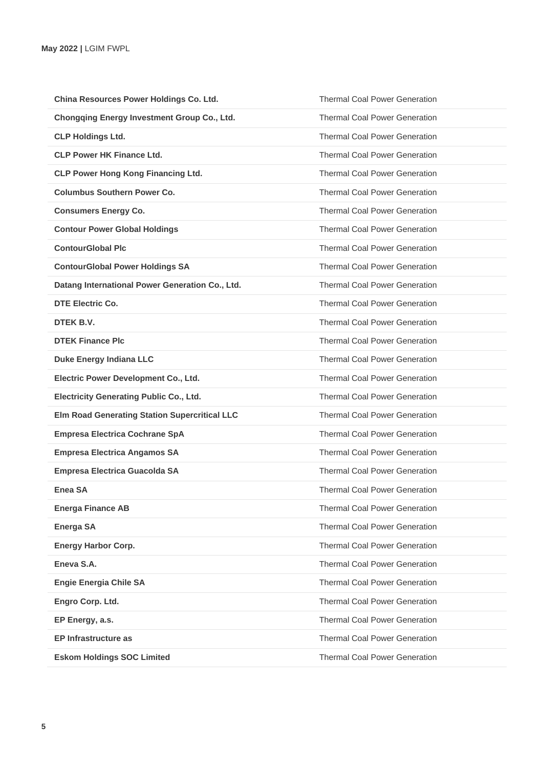| | |
|---|---|
| **China Resources Power Holdings Co. Ltd.** | Thermal Coal Power Generation |
| **Chongqing Energy Investment Group Co., Ltd.** | Thermal Coal Power Generation |
| **CLP Holdings Ltd.** | Thermal Coal Power Generation |
| **CLP Power HK Finance Ltd.** | Thermal Coal Power Generation |
| **CLP Power Hong Kong Financing Ltd.** | Thermal Coal Power Generation |
| **Columbus Southern Power Co.** | Thermal Coal Power Generation |
| **Consumers Energy Co.** | Thermal Coal Power Generation |
| **Contour Power Global Holdings** | Thermal Coal Power Generation |
| **ContourGlobal Plc** | Thermal Coal Power Generation |
| **ContourGlobal Power Holdings SA** | Thermal Coal Power Generation |
| **Datang International Power Generation Co., Ltd.** | Thermal Coal Power Generation |
| **DTE Electric Co.** | Thermal Coal Power Generation |
| **DTEK B.V.** | Thermal Coal Power Generation |
| **DTEK Finance Plc** | Thermal Coal Power Generation |
| **Duke Energy Indiana LLC** | Thermal Coal Power Generation |
| **Electric Power Development Co., Ltd.** | Thermal Coal Power Generation |
| **Electricity Generating Public Co., Ltd.** | Thermal Coal Power Generation |
| **Elm Road Generating Station Supercritical LLC** | Thermal Coal Power Generation |
| **Empresa Electrica Cochrane SpA** | Thermal Coal Power Generation |
| **Empresa Electrica Angamos SA** | Thermal Coal Power Generation |
| **Empresa Electrica Guacolda SA** | Thermal Coal Power Generation |
| **Enea SA** | Thermal Coal Power Generation |
| **Energa Finance AB** | Thermal Coal Power Generation |
| **Energa SA** | Thermal Coal Power Generation |
| **Energy Harbor Corp.** | Thermal Coal Power Generation |
| **Eneva S.A.** | Thermal Coal Power Generation |
| **Engie Energia Chile SA** | Thermal Coal Power Generation |
| **Engro Corp. Ltd.** | Thermal Coal Power Generation |
| **EP Energy, a.s.** | Thermal Coal Power Generation |
| **EP Infrastructure as** | Thermal Coal Power Generation |
| **Eskom Holdings SOC Limited** | Thermal Coal Power Generation |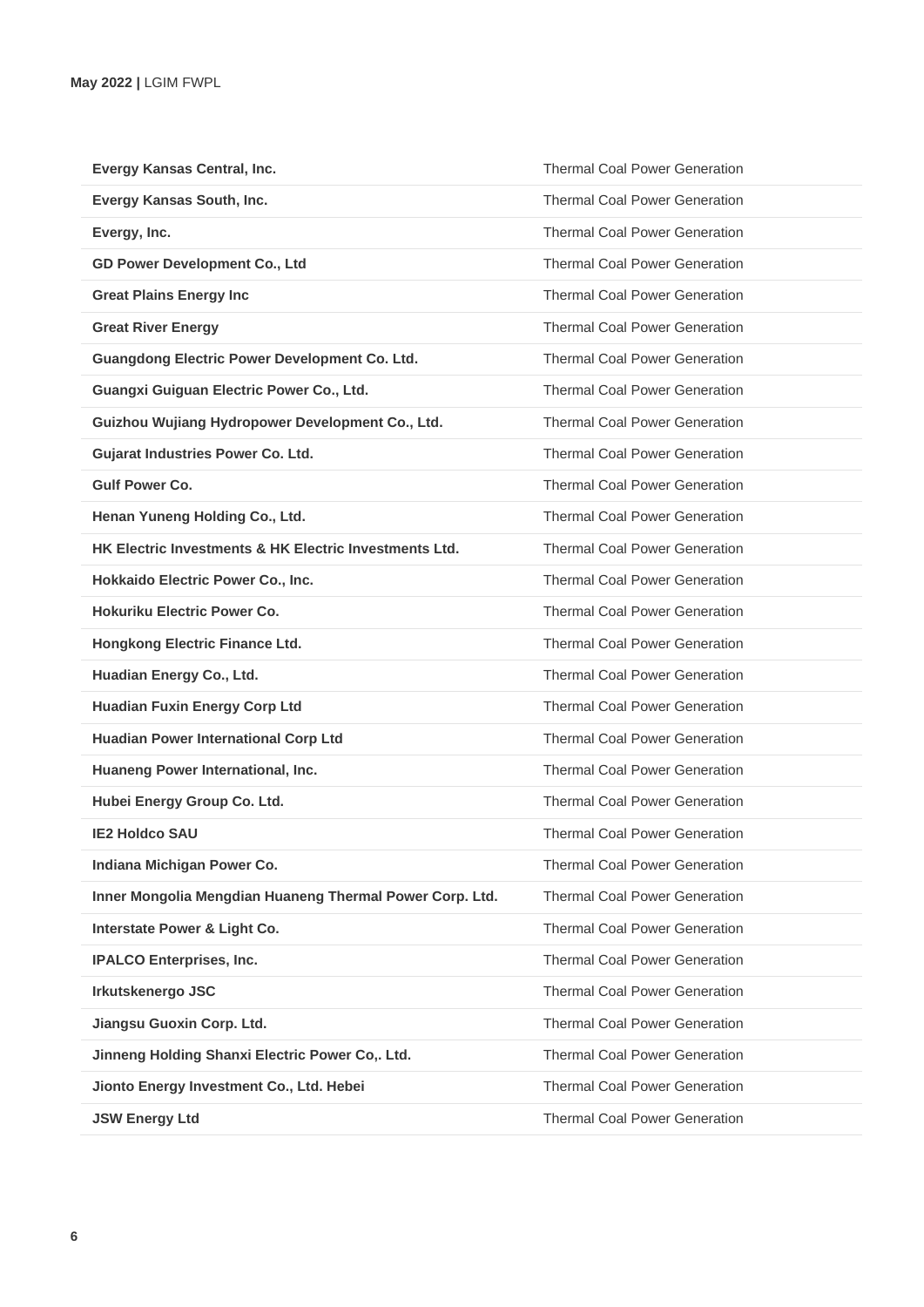| | |
|---|---|
| **Evergy Kansas Central, Inc.** | Thermal Coal Power Generation |
| **Evergy Kansas South, Inc.** | Thermal Coal Power Generation |
| **Evergy, Inc.** | Thermal Coal Power Generation |
| **GD Power Development Co., Ltd** | Thermal Coal Power Generation |
| **Great Plains Energy Inc** | Thermal Coal Power Generation |
| **Great River Energy** | Thermal Coal Power Generation |
| **Guangdong Electric Power Development Co. Ltd.** | Thermal Coal Power Generation |
| **Guangxi Guiguan Electric Power Co., Ltd.** | Thermal Coal Power Generation |
| **Guizhou Wujiang Hydropower Development Co., Ltd.** | Thermal Coal Power Generation |
| **Gujarat Industries Power Co. Ltd.** | Thermal Coal Power Generation |
| **Gulf Power Co.** | Thermal Coal Power Generation |
| **Henan Yuneng Holding Co., Ltd.** | Thermal Coal Power Generation |
| **HK Electric Investments & HK Electric Investments Ltd.** | Thermal Coal Power Generation |
| **Hokkaido Electric Power Co., Inc.** | Thermal Coal Power Generation |
| **Hokuriku Electric Power Co.** | Thermal Coal Power Generation |
| **Hongkong Electric Finance Ltd.** | Thermal Coal Power Generation |
| **Huadian Energy Co., Ltd.** | Thermal Coal Power Generation |
| **Huadian Fuxin Energy Corp Ltd** | Thermal Coal Power Generation |
| **Huadian Power International Corp Ltd** | Thermal Coal Power Generation |
| **Huaneng Power International, Inc.** | Thermal Coal Power Generation |
| **Hubei Energy Group Co. Ltd.** | Thermal Coal Power Generation |
| **IE2 Holdco SAU** | Thermal Coal Power Generation |
| **Indiana Michigan Power Co.** | Thermal Coal Power Generation |
| **Inner Mongolia Mengdian Huaneng Thermal Power Corp. Ltd.** | Thermal Coal Power Generation |
| **Interstate Power & Light Co.** | Thermal Coal Power Generation |
| **IPALCO Enterprises, Inc.** | Thermal Coal Power Generation |
| **Irkutskenergo JSC** | Thermal Coal Power Generation |
| **Jiangsu Guoxin Corp. Ltd.** | Thermal Coal Power Generation |
| **Jinneng Holding Shanxi Electric Power Co,. Ltd.** | Thermal Coal Power Generation |
| **Jionto Energy Investment Co., Ltd. Hebei** | Thermal Coal Power Generation |
| **JSW Energy Ltd** | Thermal Coal Power Generation |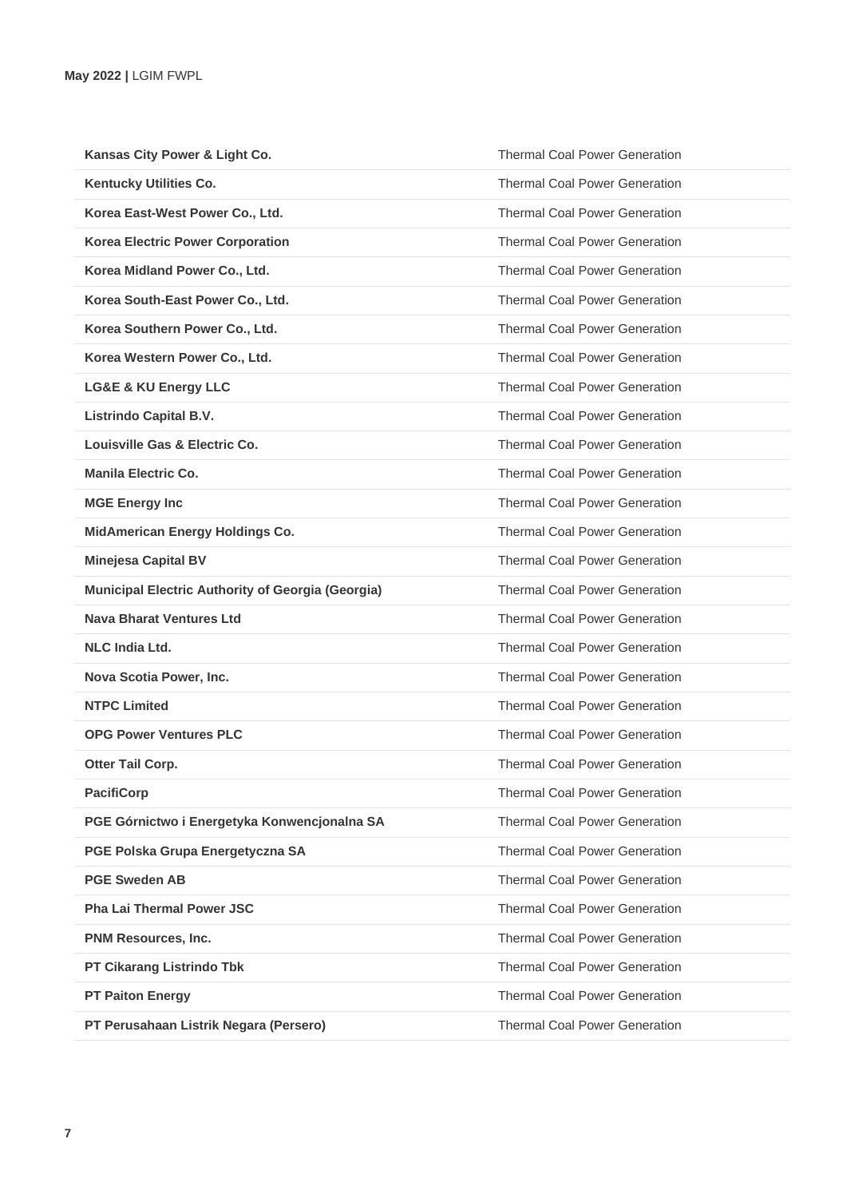| | |
|---|---|
| **Kansas City Power & Light Co.** | Thermal Coal Power Generation |
| **Kentucky Utilities Co.** | Thermal Coal Power Generation |
| **Korea East-West Power Co., Ltd.** | Thermal Coal Power Generation |
| **Korea Electric Power Corporation** | Thermal Coal Power Generation |
| **Korea Midland Power Co., Ltd.** | Thermal Coal Power Generation |
| **Korea South-East Power Co., Ltd.** | Thermal Coal Power Generation |
| **Korea Southern Power Co., Ltd.** | Thermal Coal Power Generation |
| **Korea Western Power Co., Ltd.** | Thermal Coal Power Generation |
| **LG&E & KU Energy LLC** | Thermal Coal Power Generation |
| **Listrindo Capital B.V.** | Thermal Coal Power Generation |
| **Louisville Gas & Electric Co.** | Thermal Coal Power Generation |
| **Manila Electric Co.** | Thermal Coal Power Generation |
| **MGE Energy Inc** | Thermal Coal Power Generation |
| **MidAmerican Energy Holdings Co.** | Thermal Coal Power Generation |
| **Minejesa Capital BV** | Thermal Coal Power Generation |
| **Municipal Electric Authority of Georgia (Georgia)** | Thermal Coal Power Generation |
| **Nava Bharat Ventures Ltd** | Thermal Coal Power Generation |
| **NLC India Ltd.** | Thermal Coal Power Generation |
| **Nova Scotia Power, Inc.** | Thermal Coal Power Generation |
| **NTPC Limited** | Thermal Coal Power Generation |
| **OPG Power Ventures PLC** | Thermal Coal Power Generation |
| **Otter Tail Corp.** | Thermal Coal Power Generation |
| **PacifiCorp** | Thermal Coal Power Generation |
| **PGE Górnictwo i Energetyka Konwencjonalna SA** | Thermal Coal Power Generation |
| **PGE Polska Grupa Energetyczna SA** | Thermal Coal Power Generation |
| **PGE Sweden AB** | Thermal Coal Power Generation |
| **Pha Lai Thermal Power JSC** | Thermal Coal Power Generation |
| **PNM Resources, Inc.** | Thermal Coal Power Generation |
| **PT Cikarang Listrindo Tbk** | Thermal Coal Power Generation |
| **PT Paiton Energy** | Thermal Coal Power Generation |
| **PT Perusahaan Listrik Negara (Persero)** | Thermal Coal Power Generation |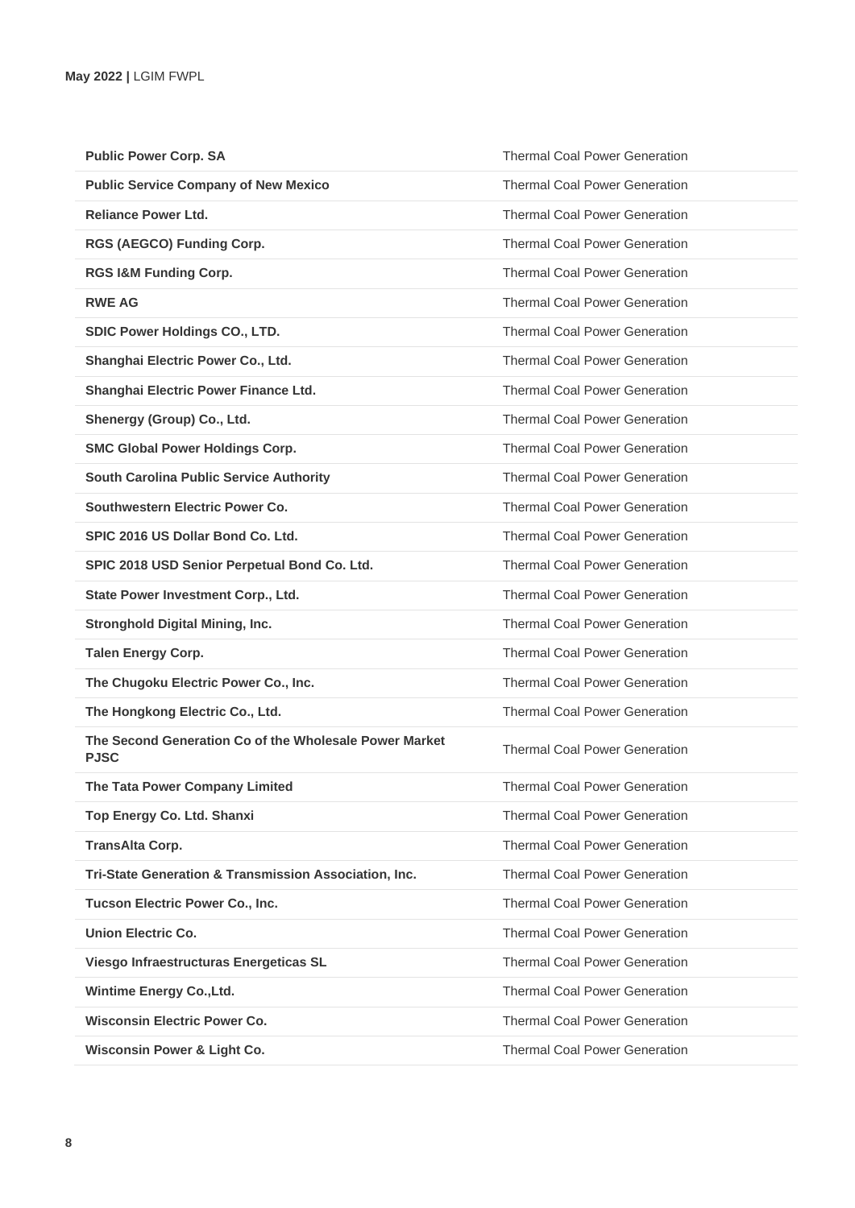| | |
|---|---|
| **Public Power Corp. SA** | Thermal Coal Power Generation |
| **Public Service Company of New Mexico** | Thermal Coal Power Generation |
| **Reliance Power Ltd.** | Thermal Coal Power Generation |
| **RGS (AEGCO) Funding Corp.** | Thermal Coal Power Generation |
| **RGS I&M Funding Corp.** | Thermal Coal Power Generation |
| **RWE AG** | Thermal Coal Power Generation |
| **SDIC Power Holdings CO., LTD.** | Thermal Coal Power Generation |
| **Shanghai Electric Power Co., Ltd.** | Thermal Coal Power Generation |
| **Shanghai Electric Power Finance Ltd.** | Thermal Coal Power Generation |
| **Shenergy (Group) Co., Ltd.** | Thermal Coal Power Generation |
| **SMC Global Power Holdings Corp.** | Thermal Coal Power Generation |
| **South Carolina Public Service Authority** | Thermal Coal Power Generation |
| **Southwestern Electric Power Co.** | Thermal Coal Power Generation |
| **SPIC 2016 US Dollar Bond Co. Ltd.** | Thermal Coal Power Generation |
| **SPIC 2018 USD Senior Perpetual Bond Co. Ltd.** | Thermal Coal Power Generation |
| **State Power Investment Corp., Ltd.** | Thermal Coal Power Generation |
| **Stronghold Digital Mining, Inc.** | Thermal Coal Power Generation |
| **Talen Energy Corp.** | Thermal Coal Power Generation |
| **The Chugoku Electric Power Co., Inc.** | Thermal Coal Power Generation |
| **The Hongkong Electric Co., Ltd.** | Thermal Coal Power Generation |
| **The Second Generation Co of the Wholesale Power Market PJSC** | Thermal Coal Power Generation |
| **The Tata Power Company Limited** | Thermal Coal Power Generation |
| **Top Energy Co. Ltd. Shanxi** | Thermal Coal Power Generation |
| **TransAlta Corp.** | Thermal Coal Power Generation |
| **Tri-State Generation & Transmission Association, Inc.** | Thermal Coal Power Generation |
| **Tucson Electric Power Co., Inc.** | Thermal Coal Power Generation |
| **Union Electric Co.** | Thermal Coal Power Generation |
| **Viesgo Infraestructuras Energeticas SL** | Thermal Coal Power Generation |
| **Wintime Energy Co.,Ltd.** | Thermal Coal Power Generation |
| **Wisconsin Electric Power Co.** | Thermal Coal Power Generation |
| **Wisconsin Power & Light Co.** | Thermal Coal Power Generation |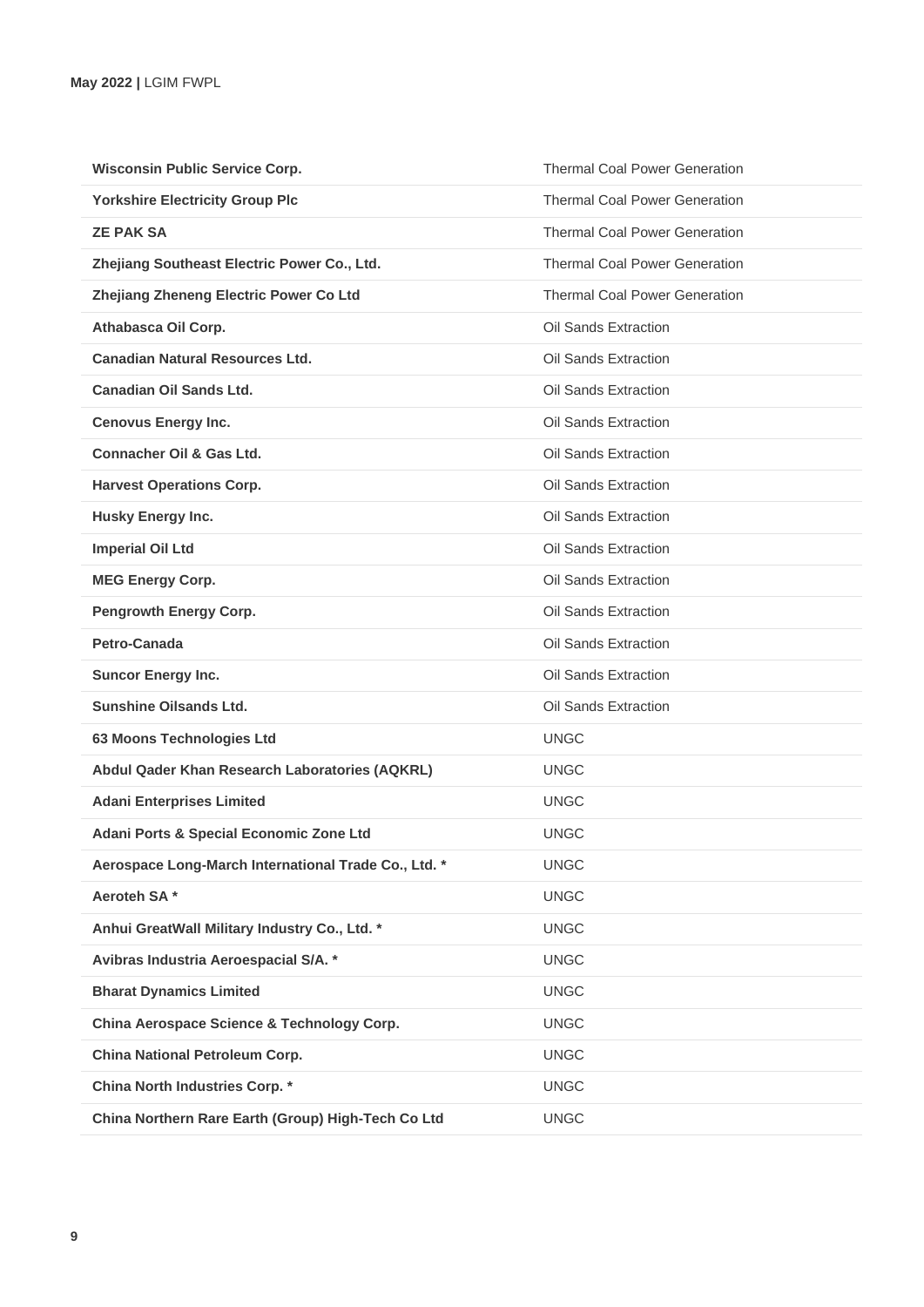| | |
|---|---|
| **Wisconsin Public Service Corp.** | Thermal Coal Power Generation |
| **Yorkshire Electricity Group Plc** | Thermal Coal Power Generation |
| **ZE PAK SA** | Thermal Coal Power Generation |
| **Zhejiang Southeast Electric Power Co., Ltd.** | Thermal Coal Power Generation |
| **Zhejiang Zheneng Electric Power Co Ltd** | Thermal Coal Power Generation |
| **Athabasca Oil Corp.** | Oil Sands Extraction |
| **Canadian Natural Resources Ltd.** | Oil Sands Extraction |
| **Canadian Oil Sands Ltd.** | Oil Sands Extraction |
| **Cenovus Energy Inc.** | Oil Sands Extraction |
| **Connacher Oil & Gas Ltd.** | Oil Sands Extraction |
| **Harvest Operations Corp.** | Oil Sands Extraction |
| **Husky Energy Inc.** | Oil Sands Extraction |
| **Imperial Oil Ltd** | Oil Sands Extraction |
| **MEG Energy Corp.** | Oil Sands Extraction |
| **Pengrowth Energy Corp.** | Oil Sands Extraction |
| **Petro-Canada** | Oil Sands Extraction |
| **Suncor Energy Inc.** | Oil Sands Extraction |
| **Sunshine Oilsands Ltd.** | Oil Sands Extraction |
| **63 Moons Technologies Ltd** | UNGC |
| **Abdul Qader Khan Research Laboratories (AQKRL)** | UNGC |
| **Adani Enterprises Limited** | UNGC |
| **Adani Ports & Special Economic Zone Ltd** | UNGC |
| **Aerospace Long-March International Trade Co., Ltd. *** | UNGC |
| **Aeroteh SA *** | UNGC |
| **Anhui GreatWall Military Industry Co., Ltd. *** | UNGC |
| **Avibras Industria Aeroespacial S/A. *** | UNGC |
| **Bharat Dynamics Limited** | UNGC |
| **China Aerospace Science & Technology Corp.** | UNGC |
| **China National Petroleum Corp.** | UNGC |
| **China North Industries Corp. *** | UNGC |
| **China Northern Rare Earth (Group) High-Tech Co Ltd** | UNGC |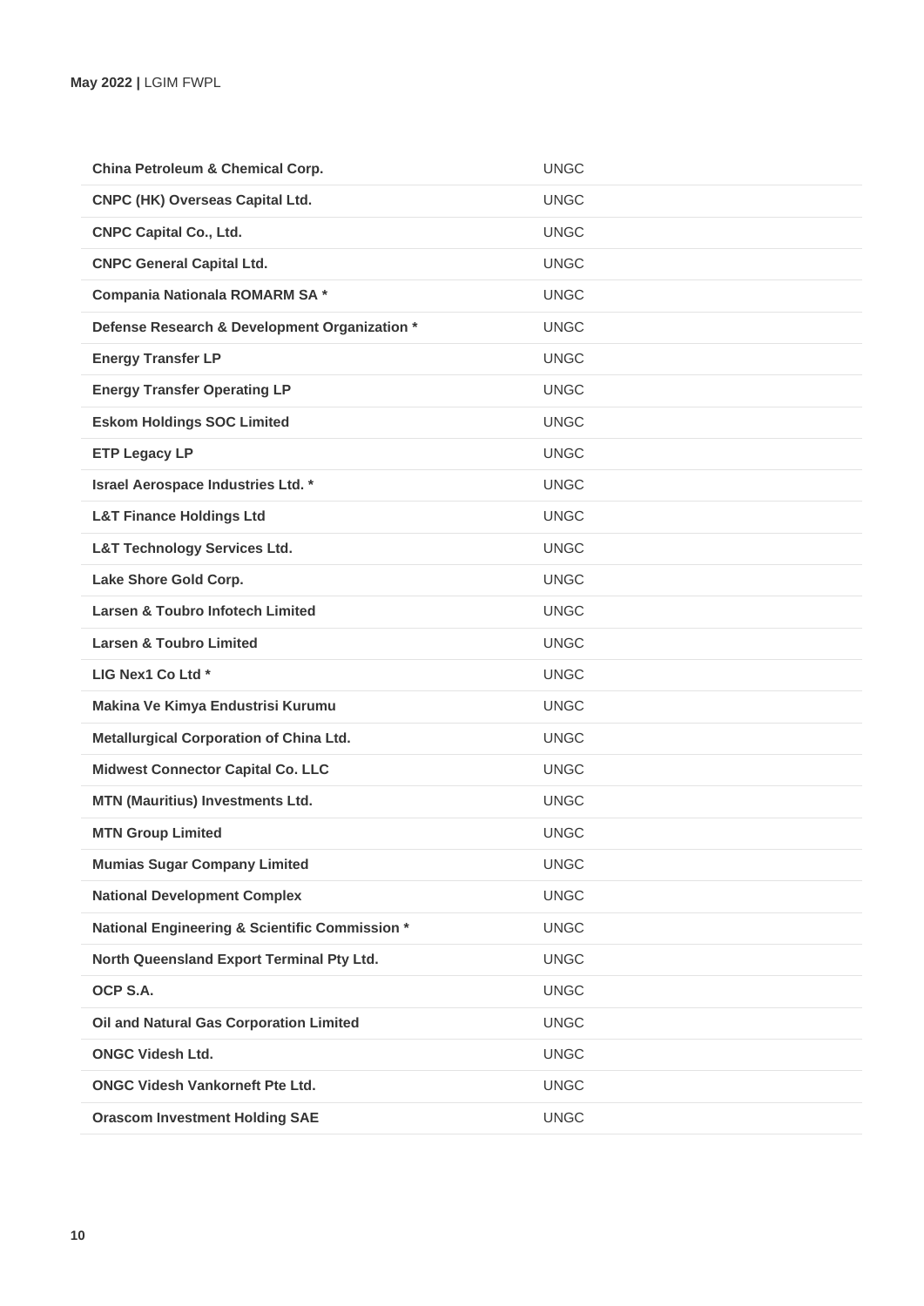| | |
|---|---|
| **China Petroleum & Chemical Corp.** | UNGC |
| **CNPC (HK) Overseas Capital Ltd.** | UNGC |
| **CNPC Capital Co., Ltd.** | UNGC |
| **CNPC General Capital Ltd.** | UNGC |
| **Compania Nationala ROMARM SA *** | UNGC |
| **Defense Research & Development Organization *** | UNGC |
| **Energy Transfer LP** | UNGC |
| **Energy Transfer Operating LP** | UNGC |
| **Eskom Holdings SOC Limited** | UNGC |
| **ETP Legacy LP** | UNGC |
| **Israel Aerospace Industries Ltd. *** | UNGC |
| **L&T Finance Holdings Ltd** | UNGC |
| **L&T Technology Services Ltd.** | UNGC |
| **Lake Shore Gold Corp.** | UNGC |
| **Larsen & Toubro Infotech Limited** | UNGC |
| **Larsen & Toubro Limited** | UNGC |
| **LIG Nex1 Co Ltd *** | UNGC |
| **Makina Ve Kimya Endustrisi Kurumu** | UNGC |
| **Metallurgical Corporation of China Ltd.** | UNGC |
| **Midwest Connector Capital Co. LLC** | UNGC |
| **MTN (Mauritius) Investments Ltd.** | UNGC |
| **MTN Group Limited** | UNGC |
| **Mumias Sugar Company Limited** | UNGC |
| **National Development Complex** | UNGC |
| **National Engineering & Scientific Commission *** | UNGC |
| **North Queensland Export Terminal Pty Ltd.** | UNGC |
| **OCP S.A.** | UNGC |
| **Oil and Natural Gas Corporation Limited** | UNGC |
| **ONGC Videsh Ltd.** | UNGC |
| **ONGC Videsh Vankorneft Pte Ltd.** | UNGC |
| **Orascom Investment Holding SAE** | UNGC |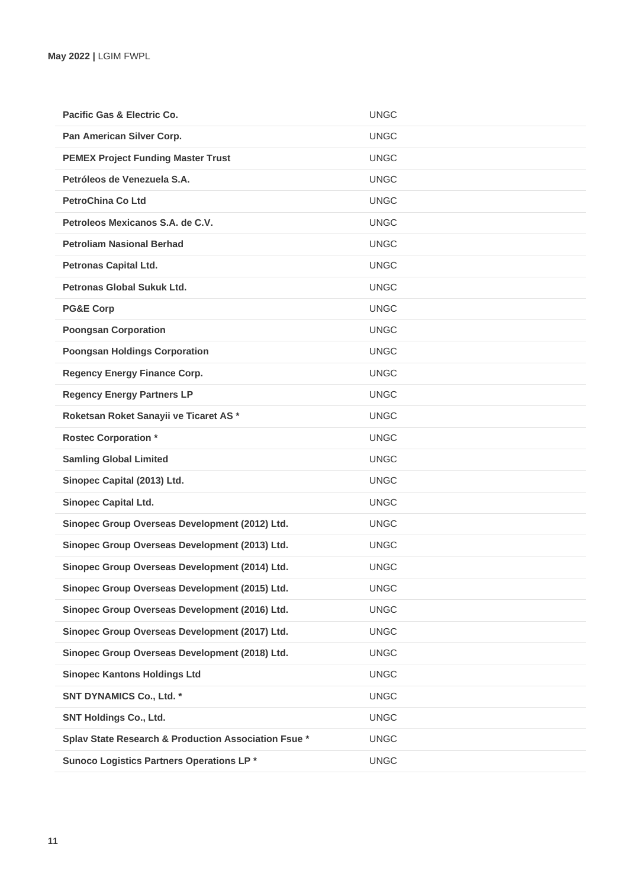| | |
|---|---|
| **Pacific Gas & Electric Co.** | UNGC |
| **Pan American Silver Corp.** | UNGC |
| **PEMEX Project Funding Master Trust** | UNGC |
| **Petróleos de Venezuela S.A.** | UNGC |
| **PetroChina Co Ltd** | UNGC |
| **Petroleos Mexicanos S.A. de C.V.** | UNGC |
| **Petroliam Nasional Berhad** | UNGC |
| **Petronas Capital Ltd.** | UNGC |
| **Petronas Global Sukuk Ltd.** | UNGC |
| **PG&E Corp** | UNGC |
| **Poongsan Corporation** | UNGC |
| **Poongsan Holdings Corporation** | UNGC |
| **Regency Energy Finance Corp.** | UNGC |
| **Regency Energy Partners LP** | UNGC |
| **Roketsan Roket Sanayii ve Ticaret AS *** | UNGC |
| **Rostec Corporation *** | UNGC |
| **Samling Global Limited** | UNGC |
| **Sinopec Capital (2013) Ltd.** | UNGC |
| **Sinopec Capital Ltd.** | UNGC |
| **Sinopec Group Overseas Development (2012) Ltd.** | UNGC |
| **Sinopec Group Overseas Development (2013) Ltd.** | UNGC |
| **Sinopec Group Overseas Development (2014) Ltd.** | UNGC |
| **Sinopec Group Overseas Development (2015) Ltd.** | UNGC |
| **Sinopec Group Overseas Development (2016) Ltd.** | UNGC |
| **Sinopec Group Overseas Development (2017) Ltd.** | UNGC |
| **Sinopec Group Overseas Development (2018) Ltd.** | UNGC |
| **Sinopec Kantons Holdings Ltd** | UNGC |
| **SNT DYNAMICS Co., Ltd. *** | UNGC |
| **SNT Holdings Co., Ltd.** | UNGC |
| **Splav State Research & Production Association Fsue *** | UNGC |
| **Sunoco Logistics Partners Operations LP *** | UNGC |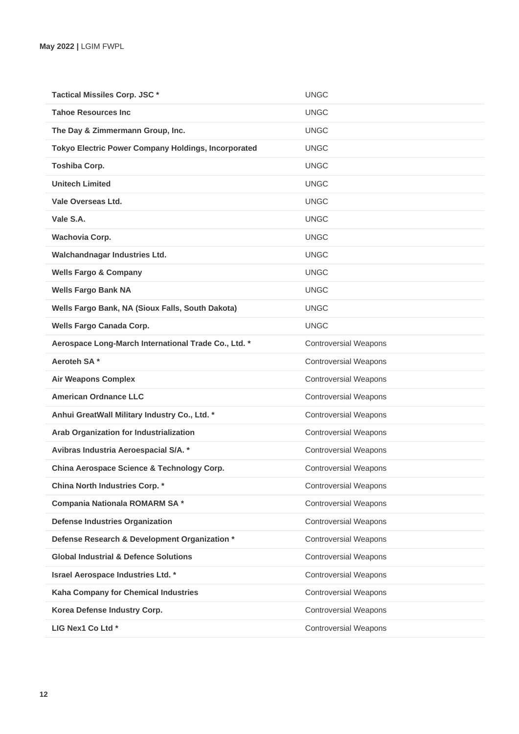| | |
|---|---|
| **Tactical Missiles Corp. JSC *** | UNGC |
| **Tahoe Resources Inc** | UNGC |
| **The Day & Zimmermann Group, Inc.** | UNGC |
| **Tokyo Electric Power Company Holdings, Incorporated** | UNGC |
| **Toshiba Corp.** | UNGC |
| **Unitech Limited** | UNGC |
| **Vale Overseas Ltd.** | UNGC |
| **Vale S.A.** | UNGC |
| **Wachovia Corp.** | UNGC |
| **Walchandnagar Industries Ltd.** | UNGC |
| **Wells Fargo & Company** | UNGC |
| **Wells Fargo Bank NA** | UNGC |
| **Wells Fargo Bank, NA (Sioux Falls, South Dakota)** | UNGC |
| **Wells Fargo Canada Corp.** | UNGC |
| **Aerospace Long-March International Trade Co., Ltd. *** | Controversial Weapons |
| **Aeroteh SA *** | Controversial Weapons |
| **Air Weapons Complex** | Controversial Weapons |
| **American Ordnance LLC** | Controversial Weapons |
| **Anhui GreatWall Military Industry Co., Ltd. *** | Controversial Weapons |
| **Arab Organization for Industrialization** | Controversial Weapons |
| **Avibras Industria Aeroespacial S/A. *** | Controversial Weapons |
| **China Aerospace Science & Technology Corp.** | Controversial Weapons |
| **China North Industries Corp. *** | Controversial Weapons |
| **Compania Nationala ROMARM SA *** | Controversial Weapons |
| **Defense Industries Organization** | Controversial Weapons |
| **Defense Research & Development Organization *** | Controversial Weapons |
| **Global Industrial & Defence Solutions** | Controversial Weapons |
| **Israel Aerospace Industries Ltd. *** | Controversial Weapons |
| **Kaha Company for Chemical Industries** | Controversial Weapons |
| **Korea Defense Industry Corp.** | Controversial Weapons |
| **LIG Nex1 Co Ltd *** | Controversial Weapons |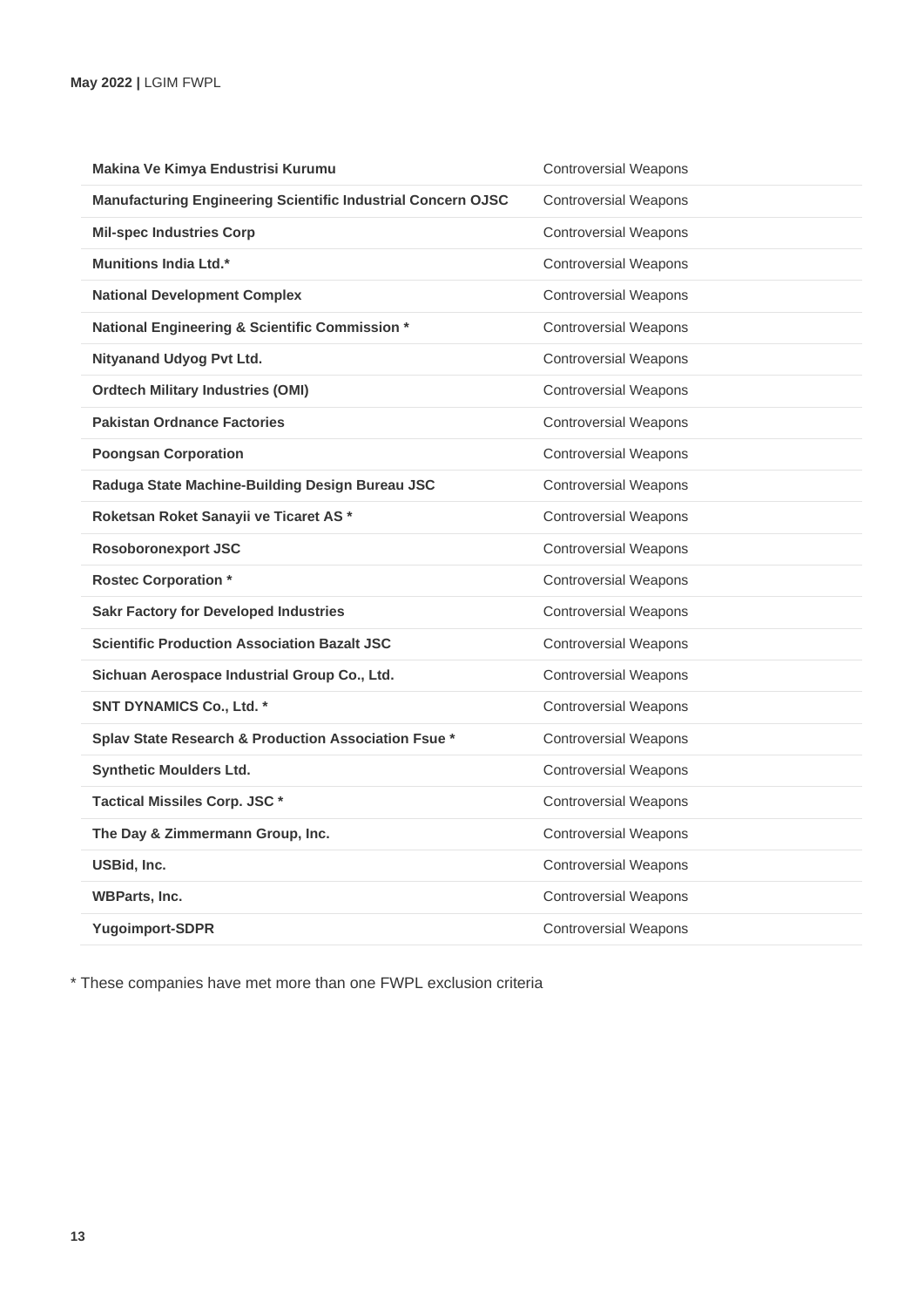| | |
|---|---|
| **Makina Ve Kimya Endustrisi Kurumu** | Controversial Weapons |
| **Manufacturing Engineering Scientific Industrial Concern OJSC** | Controversial Weapons |
| **Mil-spec Industries Corp** | Controversial Weapons |
| **Munitions India Ltd.*** | Controversial Weapons |
| **National Development Complex** | Controversial Weapons |
| **National Engineering & Scientific Commission *** | Controversial Weapons |
| **Nityanand Udyog Pvt Ltd.** | Controversial Weapons |
| **Ordtech Military Industries (OMI)** | Controversial Weapons |
| **Pakistan Ordnance Factories** | Controversial Weapons |
| **Poongsan Corporation** | Controversial Weapons |
| **Raduga State Machine-Building Design Bureau JSC** | Controversial Weapons |
| **Roketsan Roket Sanayii ve Ticaret AS *** | Controversial Weapons |
| **Rosoboronexport JSC** | Controversial Weapons |
| **Rostec Corporation *** | Controversial Weapons |
| **Sakr Factory for Developed Industries** | Controversial Weapons |
| **Scientific Production Association Bazalt JSC** | Controversial Weapons |
| **Sichuan Aerospace Industrial Group Co., Ltd.** | Controversial Weapons |
| **SNT DYNAMICS Co., Ltd. *** | Controversial Weapons |
| **Splav State Research & Production Association Fsue *** | Controversial Weapons |
| **Synthetic Moulders Ltd.** | Controversial Weapons |
| **Tactical Missiles Corp. JSC *** | Controversial Weapons |
| **The Day & Zimmermann Group, Inc.** | Controversial Weapons |
| **USBid, Inc.** | Controversial Weapons |
| **WBParts, Inc.** | Controversial Weapons |
| **Yugoimport-SDPR** | Controversial Weapons |

* These companies have met more than one FWPL exclusion criteria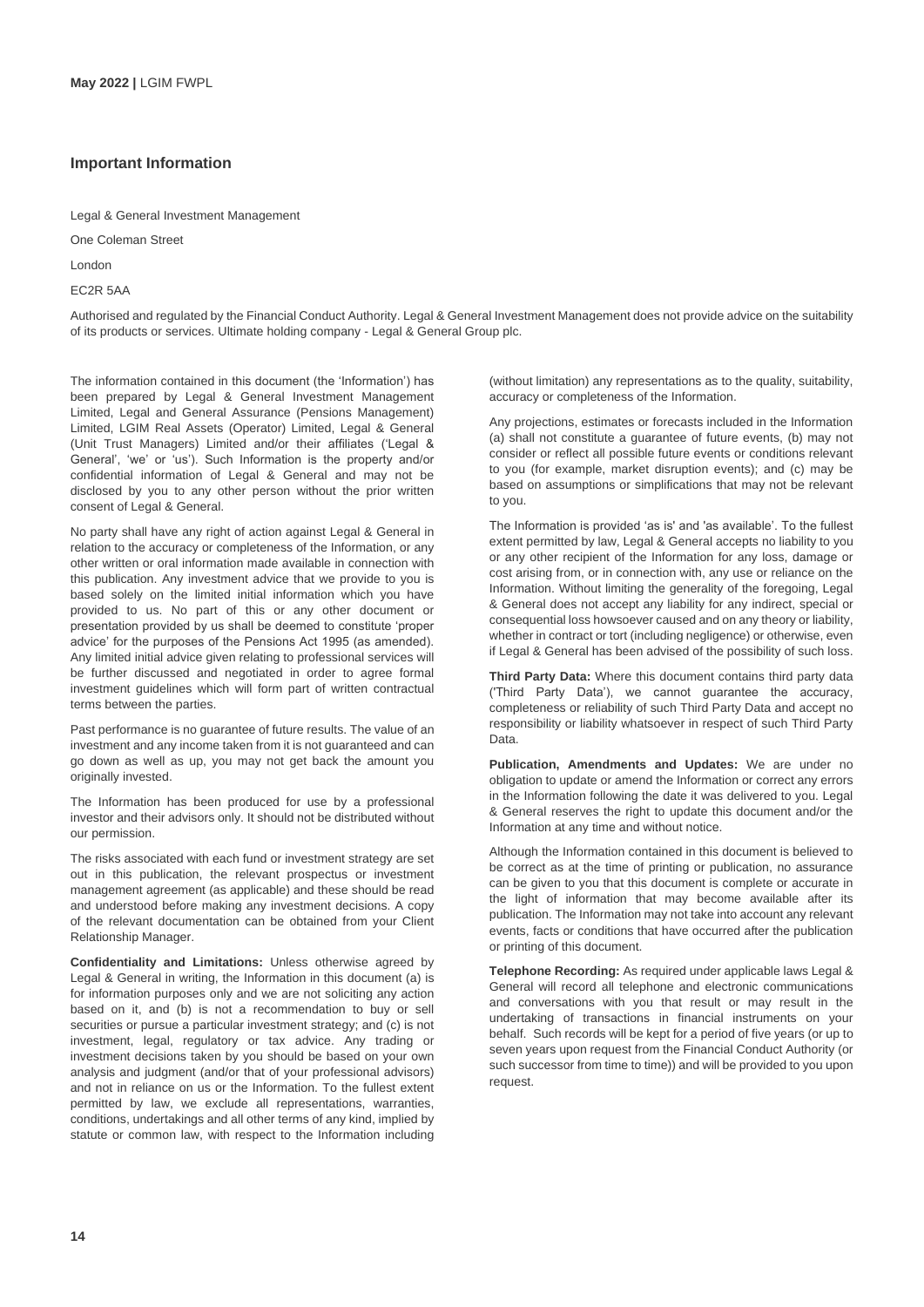## Important Information

Legal & General Investment Management

One Coleman Street

London

EC2R 5AA

Authorised and regulated by the Financial Conduct Authority. Legal & General Investment Management does not provide advice on the suitability of its products or services. Ultimate holding company - Legal & General Group plc.

The information contained in this document (the 'Information') has been prepared by Legal & General Investment Management Limited, Legal and General Assurance (Pensions Management) Limited, LGIM Real Assets (Operator) Limited, Legal & General (Unit Trust Managers) Limited and/or their affiliates ('Legal & General', 'we' or 'us'). Such Information is the property and/or confidential information of Legal & General and may not be disclosed by you to any other person without the prior written consent of Legal & General.

No party shall have any right of action against Legal & General in relation to the accuracy or completeness of the Information, or any other written or oral information made available in connection with this publication. Any investment advice that we provide to you is based solely on the limited initial information which you have provided to us. No part of this or any other document or presentation provided by us shall be deemed to constitute 'proper advice' for the purposes of the Pensions Act 1995 (as amended). Any limited initial advice given relating to professional services will be further discussed and negotiated in order to agree formal investment guidelines which will form part of written contractual terms between the parties.

Past performance is no guarantee of future results. The value of an investment and any income taken from it is not guaranteed and can go down as well as up, you may not get back the amount you originally invested.

The Information has been produced for use by a professional investor and their advisors only. It should not be distributed without our permission.

The risks associated with each fund or investment strategy are set out in this publication, the relevant prospectus or investment management agreement (as applicable) and these should be read and understood before making any investment decisions. A copy of the relevant documentation can be obtained from your Client Relationship Manager.

**Confidentiality and Limitations:** Unless otherwise agreed by Legal & General in writing, the Information in this document (a) is for information purposes only and we are not soliciting any action based on it, and (b) is not a recommendation to buy or sell securities or pursue a particular investment strategy; and (c) is not investment, legal, regulatory or tax advice. Any trading or investment decisions taken by you should be based on your own analysis and judgment (and/or that of your professional advisors) and not in reliance on us or the Information. To the fullest extent permitted by law, we exclude all representations, warranties, conditions, undertakings and all other terms of any kind, implied by statute or common law, with respect to the Information including (without limitation) any representations as to the quality, suitability, accuracy or completeness of the Information.

Any projections, estimates or forecasts included in the Information (a) shall not constitute a guarantee of future events, (b) may not consider or reflect all possible future events or conditions relevant to you (for example, market disruption events); and (c) may be based on assumptions or simplifications that may not be relevant to you.

The Information is provided 'as is' and 'as available'. To the fullest extent permitted by law, Legal & General accepts no liability to you or any other recipient of the Information for any loss, damage or cost arising from, or in connection with, any use or reliance on the Information. Without limiting the generality of the foregoing, Legal & General does not accept any liability for any indirect, special or consequential loss howsoever caused and on any theory or liability, whether in contract or tort (including negligence) or otherwise, even if Legal & General has been advised of the possibility of such loss.

**Third Party Data:** Where this document contains third party data ('Third Party Data'), we cannot guarantee the accuracy, completeness or reliability of such Third Party Data and accept no responsibility or liability whatsoever in respect of such Third Party Data.

**Publication, Amendments and Updates:** We are under no obligation to update or amend the Information or correct any errors in the Information following the date it was delivered to you. Legal & General reserves the right to update this document and/or the Information at any time and without notice.

Although the Information contained in this document is believed to be correct as at the time of printing or publication, no assurance can be given to you that this document is complete or accurate in the light of information that may become available after its publication. The Information may not take into account any relevant events, facts or conditions that have occurred after the publication or printing of this document.

**Telephone Recording:** As required under applicable laws Legal & General will record all telephone and electronic communications and conversations with you that result or may result in the undertaking of transactions in financial instruments on your behalf. Such records will be kept for a period of five years (or up to seven years upon request from the Financial Conduct Authority (or such successor from time to time)) and will be provided to you upon request.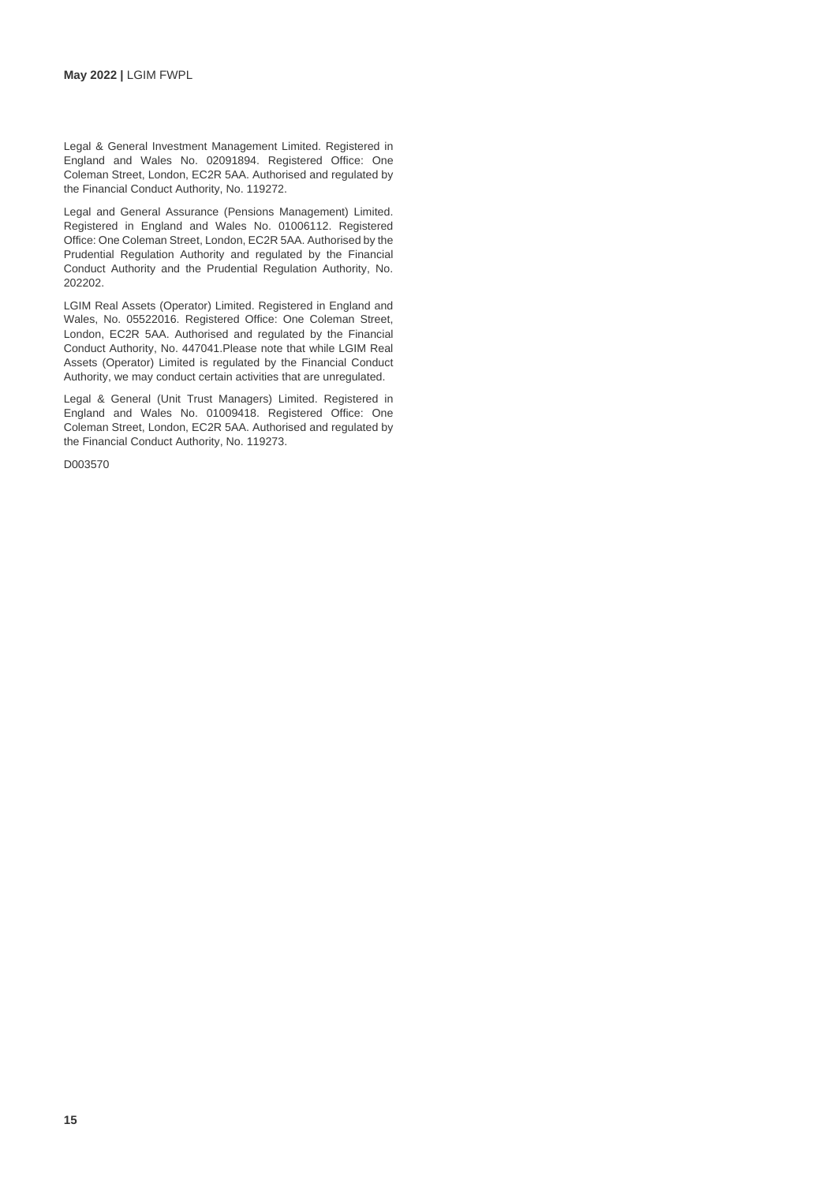Legal & General Investment Management Limited. Registered in England and Wales No. 02091894. Registered Office: One Coleman Street, London, EC2R 5AA. Authorised and regulated by the Financial Conduct Authority, No. 119272.

Legal and General Assurance (Pensions Management) Limited. Registered in England and Wales No. 01006112. Registered Office: One Coleman Street, London, EC2R 5AA. Authorised by the Prudential Regulation Authority and regulated by the Financial Conduct Authority and the Prudential Regulation Authority, No. 202202.

LGIM Real Assets (Operator) Limited. Registered in England and Wales, No. 05522016. Registered Office: One Coleman Street, London, EC2R 5AA. Authorised and regulated by the Financial Conduct Authority, No. 447041.Please note that while LGIM Real Assets (Operator) Limited is regulated by the Financial Conduct Authority, we may conduct certain activities that are unregulated.

Legal & General (Unit Trust Managers) Limited. Registered in England and Wales No. 01009418. Registered Office: One Coleman Street, London, EC2R 5AA. Authorised and regulated by the Financial Conduct Authority, No. 119273.

D003570